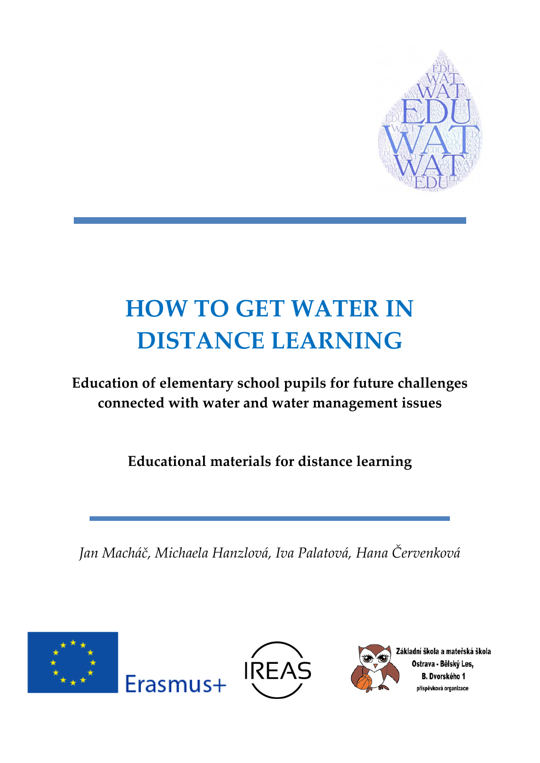# HOW TO GET WATER IN DISTANCE LEARNING

**Education of elementary school pupils for future challenges connected with water and water management issues**

**Educational materials for distance learning**

*Jan Macháč, Michaela Hanzlová, Iva Palatová, Hana Červenková*

Základní škola a mateřská škola Ostrava - Bělský Les, B. Dvorského 1 příspěvková organizace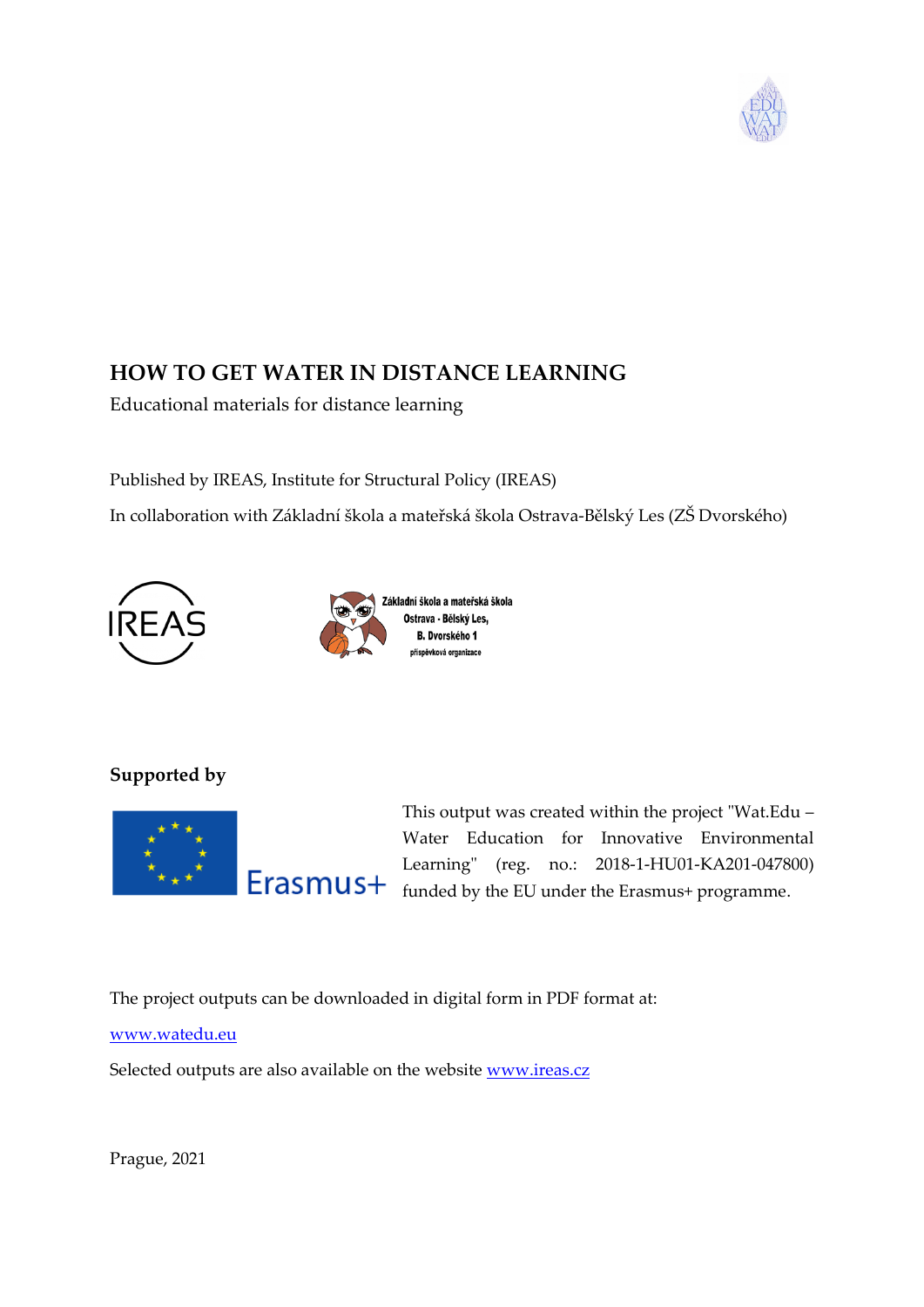# HOW TO GET WATER IN DISTANCE LEARNING

Educational materials for distance learning

Published by IREAS, Institute for Structural Policy (IREAS)

In collaboration with Základní škola a mateřská škola Ostrava-Bělský Les (ZŠ Dvorského)

Základní škola a mateřská škola Ostrava - Bělský Les, B. Dvorského 1 příspěvková organizace

**Supported by**

This output was created within the project "Wat.Edu – Water Education for Innovative Environmental Learning" (reg. no.: 2018-1-HU01-KA201-047800) funded by the EU under the Erasmus+ programme.

The project outputs can be downloaded in digital form in PDF format at:

www.watedu.eu

Selected outputs are also available on the website www.ireas.cz

Prague, 2021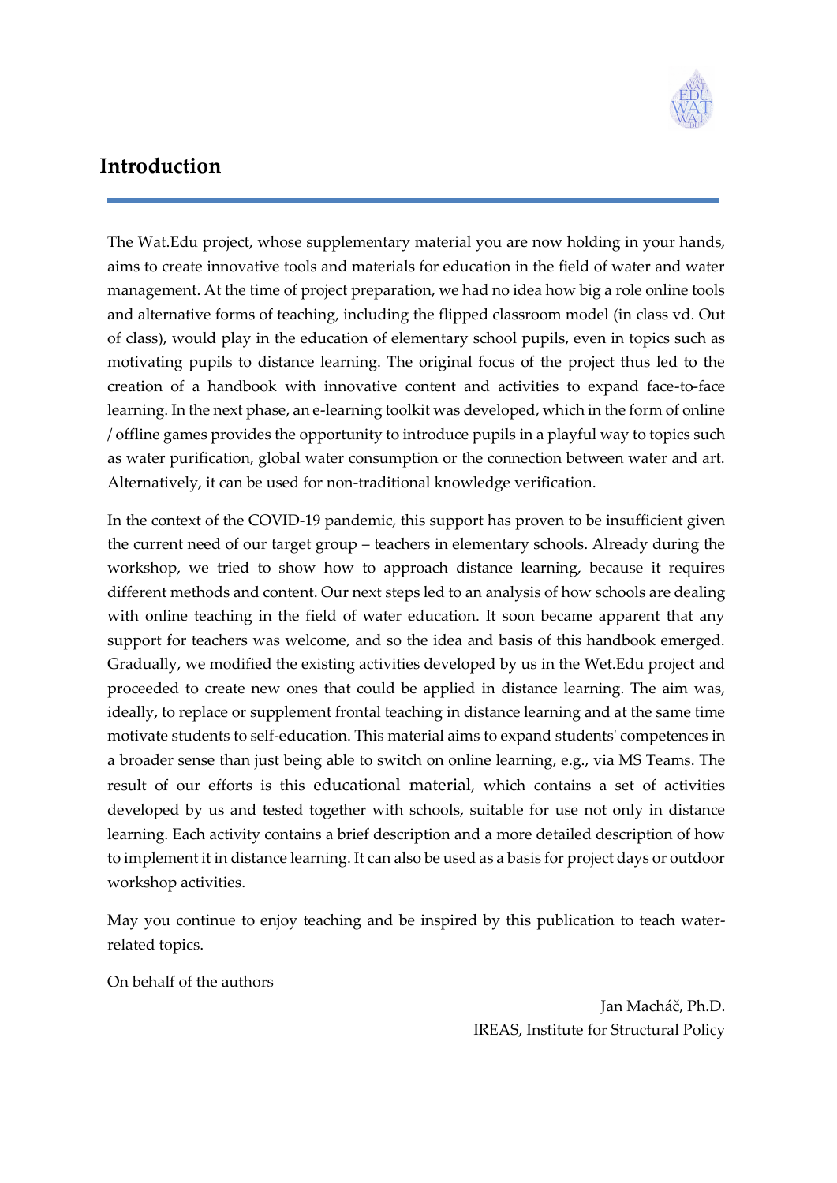## Introduction

The Wat.Edu project, whose supplementary material you are now holding in your hands, aims to create innovative tools and materials for education in the field of water and water management. At the time of project preparation, we had no idea how big a role online tools and alternative forms of teaching, including the flipped classroom model (in class vd. Out of class), would play in the education of elementary school pupils, even in topics such as motivating pupils to distance learning. The original focus of the project thus led to the creation of a handbook with innovative content and activities to expand face-to-face learning. In the next phase, an e-learning toolkit was developed, which in the form of online / offline games provides the opportunity to introduce pupils in a playful way to topics such as water purification, global water consumption or the connection between water and art. Alternatively, it can be used for non-traditional knowledge verification.

In the context of the COVID-19 pandemic, this support has proven to be insufficient given the current need of our target group – teachers in elementary schools. Already during the workshop, we tried to show how to approach distance learning, because it requires different methods and content. Our next steps led to an analysis of how schools are dealing with online teaching in the field of water education. It soon became apparent that any support for teachers was welcome, and so the idea and basis of this handbook emerged. Gradually, we modified the existing activities developed by us in the Wet.Edu project and proceeded to create new ones that could be applied in distance learning. The aim was, ideally, to replace or supplement frontal teaching in distance learning and at the same time motivate students to self-education. This material aims to expand students' competences in a broader sense than just being able to switch on online learning, e.g., via MS Teams. The result of our efforts is this educational material, which contains a set of activities developed by us and tested together with schools, suitable for use not only in distance learning. Each activity contains a brief description and a more detailed description of how to implement it in distance learning. It can also be used as a basis for project days or outdoor workshop activities.

May you continue to enjoy teaching and be inspired by this publication to teach water-related topics.

On behalf of the authors

Jan Macháč, Ph.D.
IREAS, Institute for Structural Policy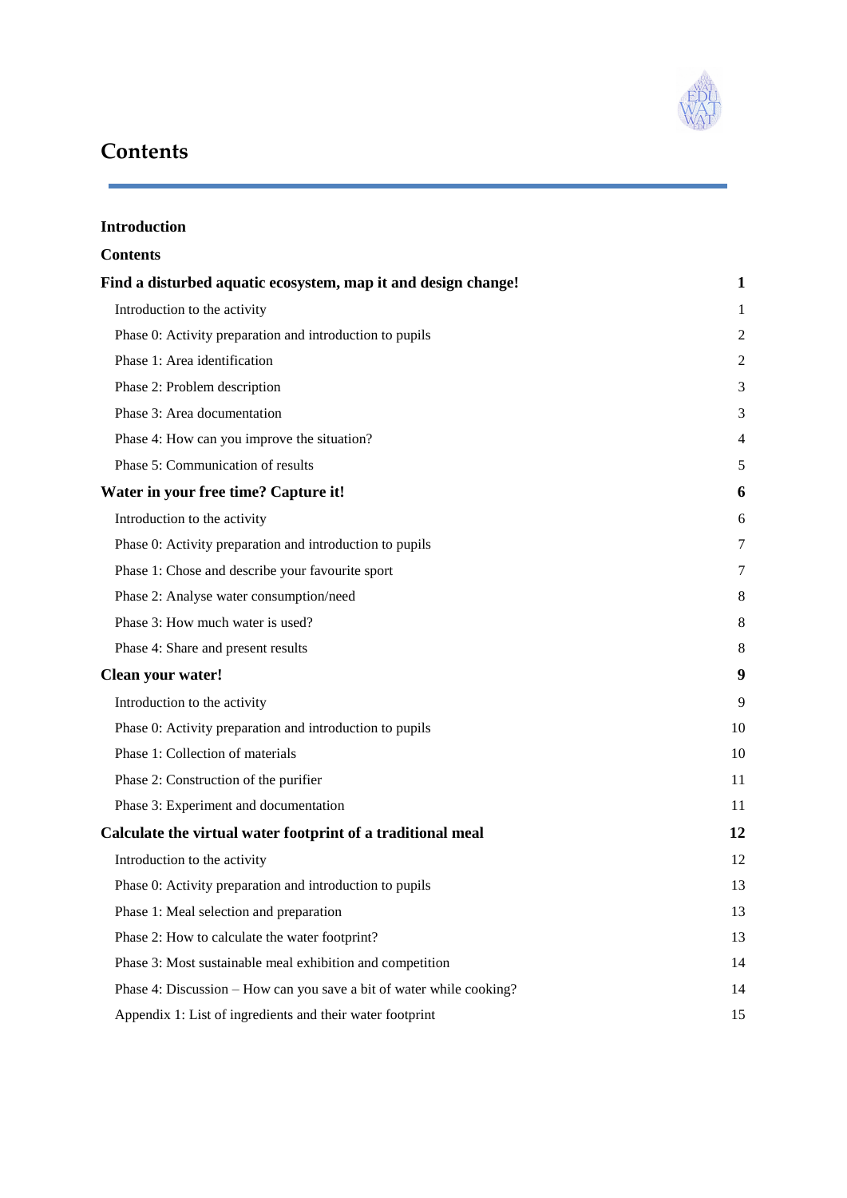# Contents

**Introduction**

**Contents**

| | |
|---|---|
| **Find a disturbed aquatic ecosystem, map it and design change!** | **1** |
| Introduction to the activity | 1 |
| Phase 0: Activity preparation and introduction to pupils | 2 |
| Phase 1: Area identification | 2 |
| Phase 2: Problem description | 3 |
| Phase 3: Area documentation | 3 |
| Phase 4: How can you improve the situation? | 4 |
| Phase 5: Communication of results | 5 |
| **Water in your free time? Capture it!** | **6** |
| Introduction to the activity | 6 |
| Phase 0: Activity preparation and introduction to pupils | 7 |
| Phase 1: Chose and describe your favourite sport | 7 |
| Phase 2: Analyse water consumption/need | 8 |
| Phase 3: How much water is used? | 8 |
| Phase 4: Share and present results | 8 |
| **Clean your water!** | **9** |
| Introduction to the activity | 9 |
| Phase 0: Activity preparation and introduction to pupils | 10 |
| Phase 1: Collection of materials | 10 |
| Phase 2: Construction of the purifier | 11 |
| Phase 3: Experiment and documentation | 11 |
| **Calculate the virtual water footprint of a traditional meal** | **12** |
| Introduction to the activity | 12 |
| Phase 0: Activity preparation and introduction to pupils | 13 |
| Phase 1: Meal selection and preparation | 13 |
| Phase 2: How to calculate the water footprint? | 13 |
| Phase 3: Most sustainable meal exhibition and competition | 14 |
| Phase 4: Discussion – How can you save a bit of water while cooking? | 14 |
| Appendix 1: List of ingredients and their water footprint | 15 |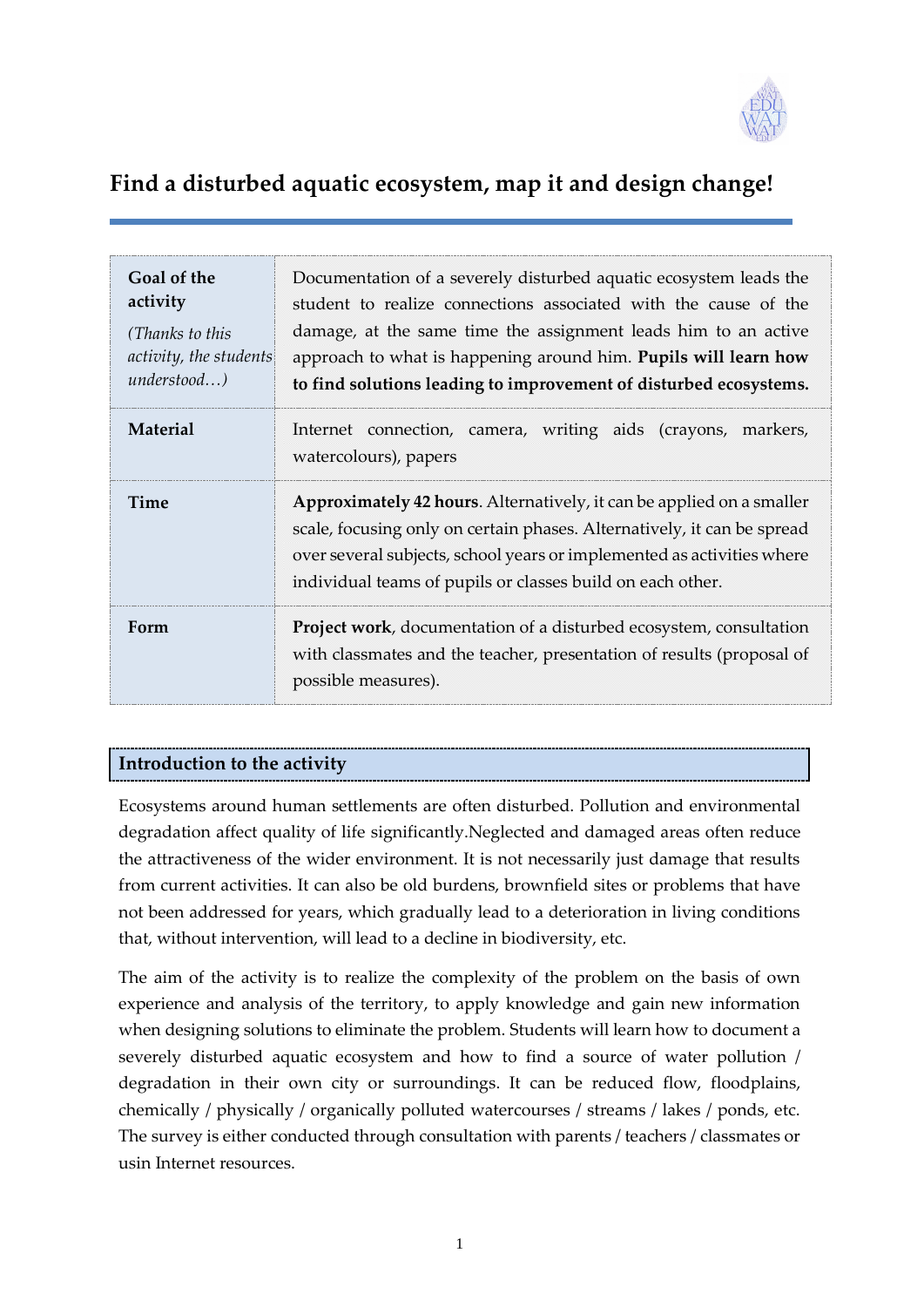## Find a disturbed aquatic ecosystem, map it and design change!

| | |
|---|---|
| **Goal of the activity** *(Thanks to this activity, the students understood…)* | Documentation of a severely disturbed aquatic ecosystem leads the student to realize connections associated with the cause of the damage, at the same time the assignment leads him to an active approach to what is happening around him. **Pupils will learn how to find solutions leading to improvement of disturbed ecosystems.** |
| **Material** | Internet connection, camera, writing aids (crayons, markers, watercolours), papers |
| **Time** | **Approximately 42 hours**. Alternatively, it can be applied on a smaller scale, focusing only on certain phases. Alternatively, it can be spread over several subjects, school years or implemented as activities where individual teams of pupils or classes build on each other. |
| **Form** | **Project work**, documentation of a disturbed ecosystem, consultation with classmates and the teacher, presentation of results (proposal of possible measures). |

### Introduction to the activity

Ecosystems around human settlements are often disturbed. Pollution and environmental degradation affect quality of life significantly.Neglected and damaged areas often reduce the attractiveness of the wider environment. It is not necessarily just damage that results from current activities. It can also be old burdens, brownfield sites or problems that have not been addressed for years, which gradually lead to a deterioration in living conditions that, without intervention, will lead to a decline in biodiversity, etc.

The aim of the activity is to realize the complexity of the problem on the basis of own experience and analysis of the territory, to apply knowledge and gain new information when designing solutions to eliminate the problem. Students will learn how to document a severely disturbed aquatic ecosystem and how to find a source of water pollution / degradation in their own city or surroundings. It can be reduced flow, floodplains, chemically / physically / organically polluted watercourses / streams / lakes / ponds, etc. The survey is either conducted through consultation with parents / teachers / classmates or usin Internet resources.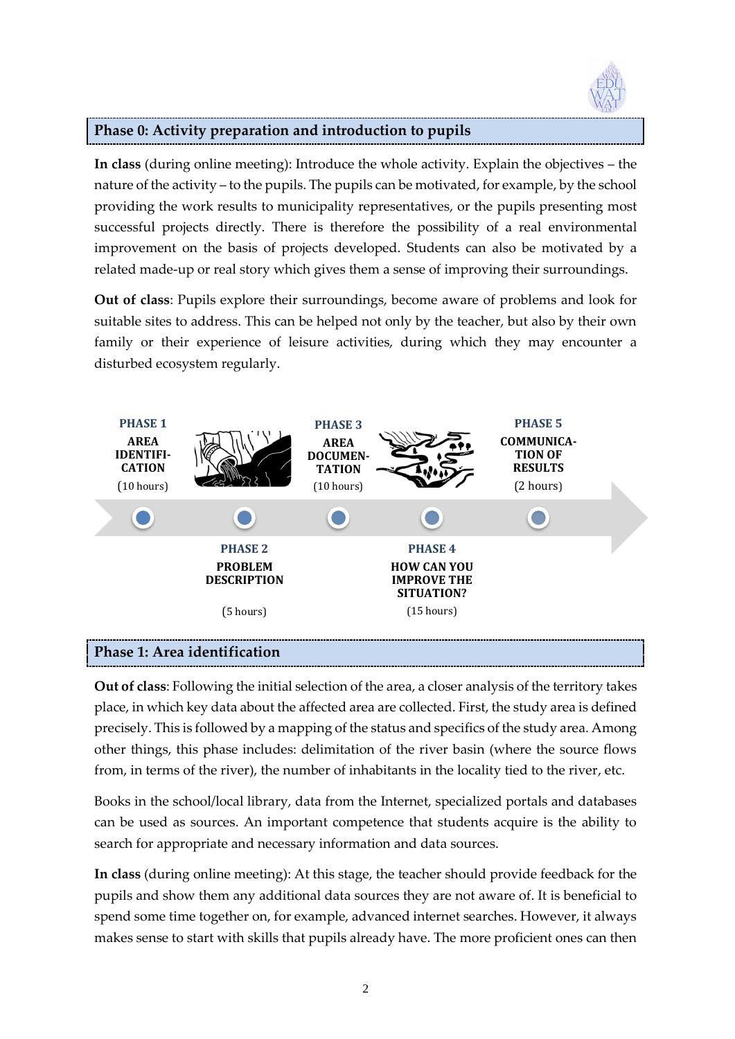## Phase 0: Activity preparation and introduction to pupils

**In class** (during online meeting): Introduce the whole activity. Explain the objectives – the nature of the activity – to the pupils. The pupils can be motivated, for example, by the school providing the work results to municipality representatives, or the pupils presenting most successful projects directly. There is therefore the possibility of a real environmental improvement on the basis of projects developed. Students can also be motivated by a related made-up or real story which gives them a sense of improving their surroundings.

**Out of class**: Pupils explore their surroundings, become aware of problems and look for suitable sites to address. This can be helped not only by the teacher, but also by their own family or their experience of leisure activities, during which they may encounter a disturbed ecosystem regularly.

**PHASE 1** AREA IDENTIFICATION (10 hours)

**PHASE 2** PROBLEM DESCRIPTION (5 hours)

**PHASE 3** AREA DOCUMENTATION (10 hours)

**PHASE 4** HOW CAN YOU IMPROVE THE SITUATION? (15 hours)

**PHASE 5** COMMUNICATION OF RESULTS (2 hours)

## Phase 1: Area identification

**Out of class**: Following the initial selection of the area, a closer analysis of the territory takes place, in which key data about the affected area are collected. First, the study area is defined precisely. This is followed by a mapping of the status and specifics of the study area. Among other things, this phase includes: delimitation of the river basin (where the source flows from, in terms of the river), the number of inhabitants in the locality tied to the river, etc.

Books in the school/local library, data from the Internet, specialized portals and databases can be used as sources. An important competence that students acquire is the ability to search for appropriate and necessary information and data sources.

**In class** (during online meeting): At this stage, the teacher should provide feedback for the pupils and show them any additional data sources they are not aware of. It is beneficial to spend some time together on, for example, advanced internet searches. However, it always makes sense to start with skills that pupils already have. The more proficient ones can then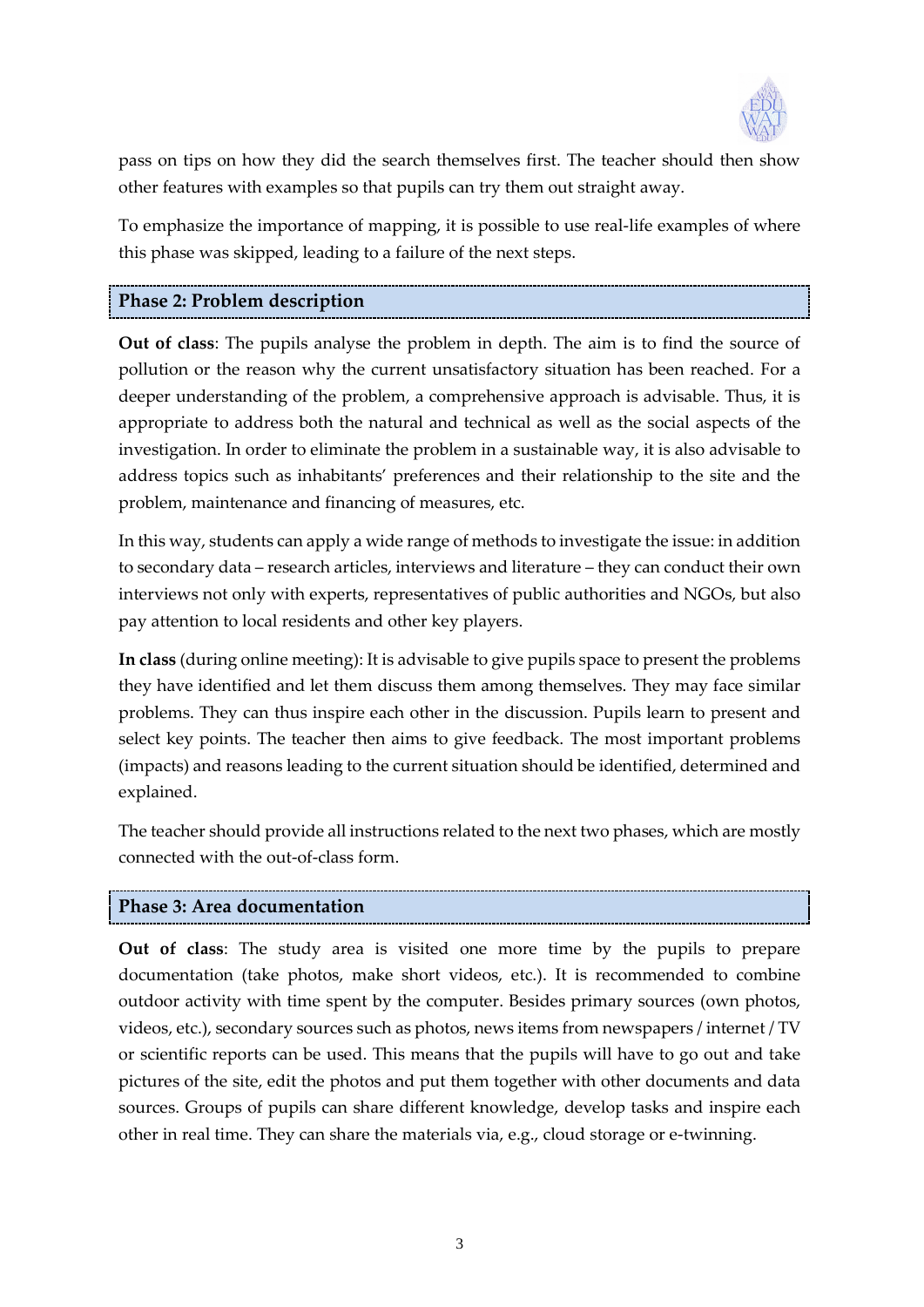pass on tips on how they did the search themselves first. The teacher should then show other features with examples so that pupils can try them out straight away.

To emphasize the importance of mapping, it is possible to use real-life examples of where this phase was skipped, leading to a failure of the next steps.

### Phase 2: Problem description

**Out of class**: The pupils analyse the problem in depth. The aim is to find the source of pollution or the reason why the current unsatisfactory situation has been reached. For a deeper understanding of the problem, a comprehensive approach is advisable. Thus, it is appropriate to address both the natural and technical as well as the social aspects of the investigation. In order to eliminate the problem in a sustainable way, it is also advisable to address topics such as inhabitants' preferences and their relationship to the site and the problem, maintenance and financing of measures, etc.

In this way, students can apply a wide range of methods to investigate the issue: in addition to secondary data – research articles, interviews and literature – they can conduct their own interviews not only with experts, representatives of public authorities and NGOs, but also pay attention to local residents and other key players.

**In class** (during online meeting): It is advisable to give pupils space to present the problems they have identified and let them discuss them among themselves. They may face similar problems. They can thus inspire each other in the discussion. Pupils learn to present and select key points. The teacher then aims to give feedback. The most important problems (impacts) and reasons leading to the current situation should be identified, determined and explained.

The teacher should provide all instructions related to the next two phases, which are mostly connected with the out-of-class form.

### Phase 3: Area documentation

**Out of class**: The study area is visited one more time by the pupils to prepare documentation (take photos, make short videos, etc.). It is recommended to combine outdoor activity with time spent by the computer. Besides primary sources (own photos, videos, etc.), secondary sources such as photos, news items from newspapers / internet / TV or scientific reports can be used. This means that the pupils will have to go out and take pictures of the site, edit the photos and put them together with other documents and data sources. Groups of pupils can share different knowledge, develop tasks and inspire each other in real time. They can share the materials via, e.g., cloud storage or e-twinning.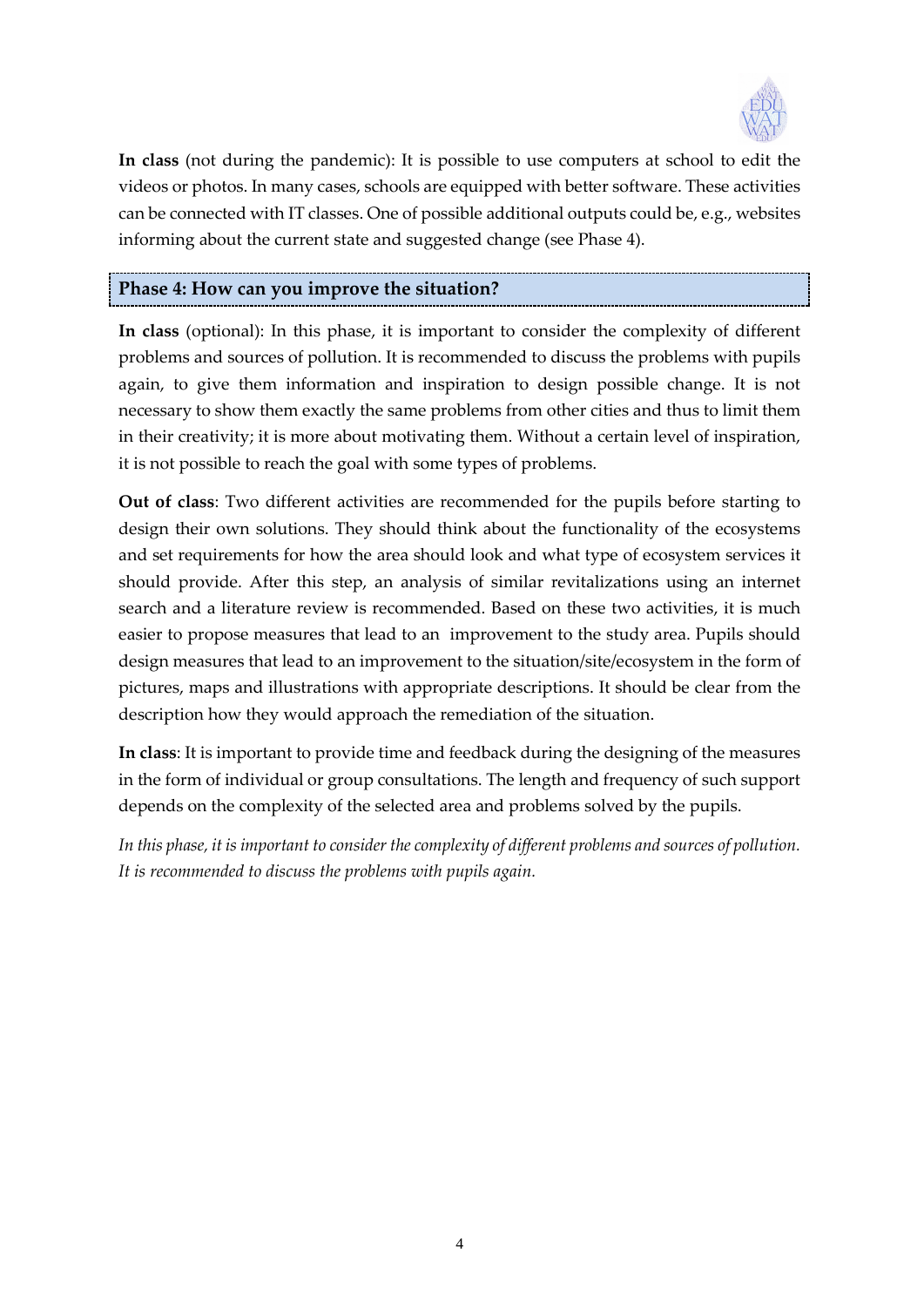**In class** (not during the pandemic): It is possible to use computers at school to edit the videos or photos. In many cases, schools are equipped with better software. These activities can be connected with IT classes. One of possible additional outputs could be, e.g., websites informing about the current state and suggested change (see Phase 4).

## Phase 4: How can you improve the situation?

**In class** (optional): In this phase, it is important to consider the complexity of different problems and sources of pollution. It is recommended to discuss the problems with pupils again, to give them information and inspiration to design possible change. It is not necessary to show them exactly the same problems from other cities and thus to limit them in their creativity; it is more about motivating them. Without a certain level of inspiration, it is not possible to reach the goal with some types of problems.

**Out of class**: Two different activities are recommended for the pupils before starting to design their own solutions. They should think about the functionality of the ecosystems and set requirements for how the area should look and what type of ecosystem services it should provide. After this step, an analysis of similar revitalizations using an internet search and a literature review is recommended. Based on these two activities, it is much easier to propose measures that lead to an improvement to the study area. Pupils should design measures that lead to an improvement to the situation/site/ecosystem in the form of pictures, maps and illustrations with appropriate descriptions. It should be clear from the description how they would approach the remediation of the situation.

**In class**: It is important to provide time and feedback during the designing of the measures in the form of individual or group consultations. The length and frequency of such support depends on the complexity of the selected area and problems solved by the pupils.

*In this phase, it is important to consider the complexity of different problems and sources of pollution. It is recommended to discuss the problems with pupils again.*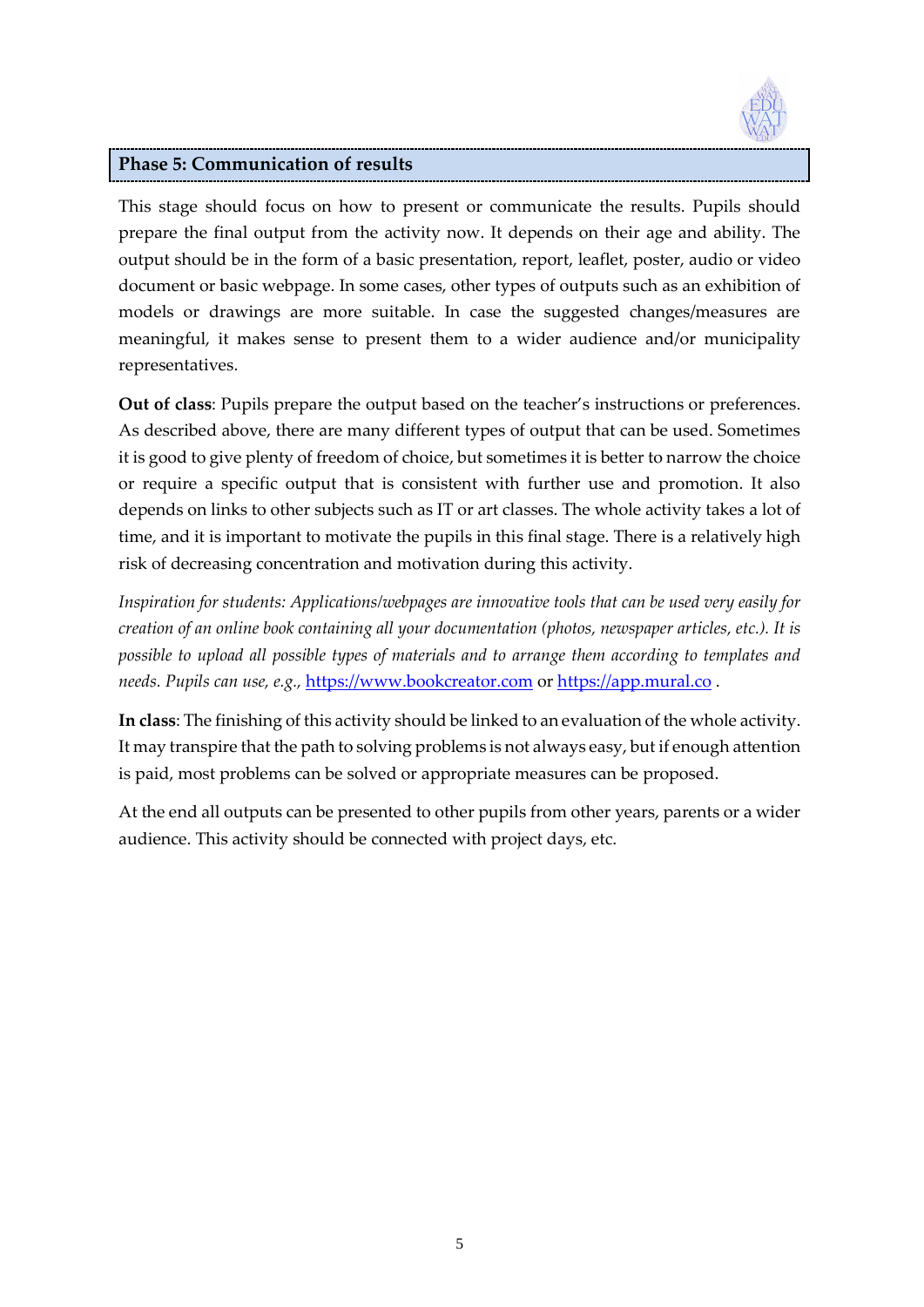## Phase 5: Communication of results

This stage should focus on how to present or communicate the results. Pupils should prepare the final output from the activity now. It depends on their age and ability. The output should be in the form of a basic presentation, report, leaflet, poster, audio or video document or basic webpage. In some cases, other types of outputs such as an exhibition of models or drawings are more suitable. In case the suggested changes/measures are meaningful, it makes sense to present them to a wider audience and/or municipality representatives.

**Out of class**: Pupils prepare the output based on the teacher's instructions or preferences. As described above, there are many different types of output that can be used. Sometimes it is good to give plenty of freedom of choice, but sometimes it is better to narrow the choice or require a specific output that is consistent with further use and promotion. It also depends on links to other subjects such as IT or art classes. The whole activity takes a lot of time, and it is important to motivate the pupils in this final stage. There is a relatively high risk of decreasing concentration and motivation during this activity.

*Inspiration for students: Applications/webpages are innovative tools that can be used very easily for creation of an online book containing all your documentation (photos, newspaper articles, etc.). It is possible to upload all possible types of materials and to arrange them according to templates and needs. Pupils can use, e.g.,* [https://www.bookcreator.com](https://www.bookcreator.com) or [https://app.mural.co](https://app.mural.co) .

**In class**: The finishing of this activity should be linked to an evaluation of the whole activity. It may transpire that the path to solving problems is not always easy, but if enough attention is paid, most problems can be solved or appropriate measures can be proposed.

At the end all outputs can be presented to other pupils from other years, parents or a wider audience. This activity should be connected with project days, etc.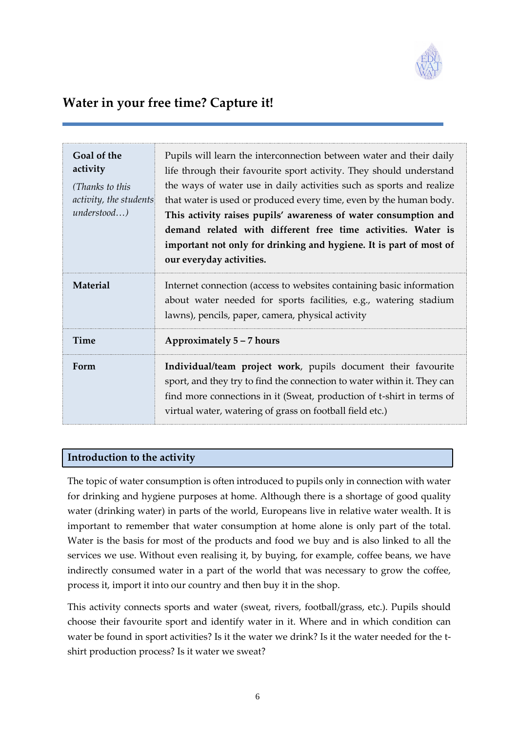# Water in your free time? Capture it!

| | |
|---|---|
| **Goal of the activity**<br>*(Thanks to this activity, the students understood…)* | Pupils will learn the interconnection between water and their daily life through their favourite sport activity. They should understand the ways of water use in daily activities such as sports and realize that water is used or produced every time, even by the human body. **This activity raises pupils' awareness of water consumption and demand related with different free time activities. Water is important not only for drinking and hygiene. It is part of most of our everyday activities.** |
| **Material** | Internet connection (access to websites containing basic information about water needed for sports facilities, e.g., watering stadium lawns), pencils, paper, camera, physical activity |
| **Time** | **Approximately 5 – 7 hours** |
| **Form** | **Individual/team project work**, pupils document their favourite sport, and they try to find the connection to water within it. They can find more connections in it (Sweat, production of t-shirt in terms of virtual water, watering of grass on football field etc.) |

## Introduction to the activity

The topic of water consumption is often introduced to pupils only in connection with water for drinking and hygiene purposes at home. Although there is a shortage of good quality water (drinking water) in parts of the world, Europeans live in relative water wealth. It is important to remember that water consumption at home alone is only part of the total. Water is the basis for most of the products and food we buy and is also linked to all the services we use. Without even realising it, by buying, for example, coffee beans, we have indirectly consumed water in a part of the world that was necessary to grow the coffee, process it, import it into our country and then buy it in the shop.

This activity connects sports and water (sweat, rivers, football/grass, etc.). Pupils should choose their favourite sport and identify water in it. Where and in which condition can water be found in sport activities? Is it the water we drink? Is it the water needed for the t-shirt production process? Is it water we sweat?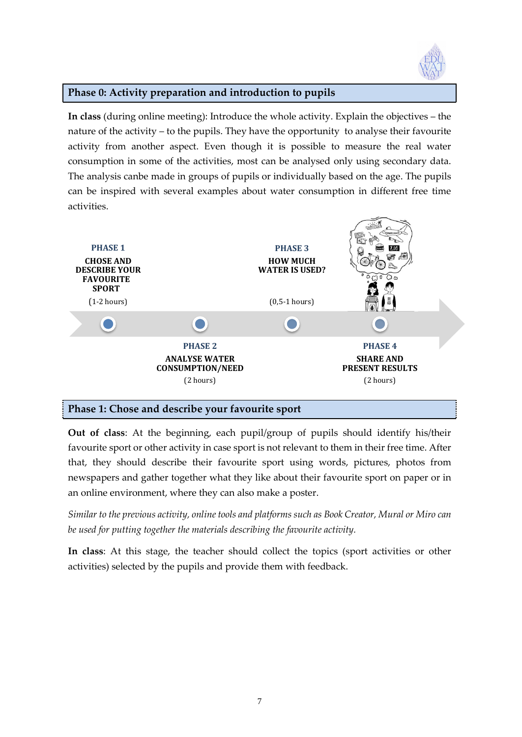## Phase 0: Activity preparation and introduction to pupils

**In class** (during online meeting): Introduce the whole activity. Explain the objectives – the nature of the activity – to the pupils. They have the opportunity to analyse their favourite activity from another aspect. Even though it is possible to measure the real water consumption in some of the activities, most can be analysed only using secondary data. The analysis canbe made in groups of pupils or individually based on the age. The pupils can be inspired with several examples about water consumption in different free time activities.

**PHASE 1**
CHOSE AND DESCRIBE YOUR FAVOURITE SPORT
(1-2 hours)

**PHASE 2**
ANALYSE WATER CONSUMPTION/NEED
(2 hours)

**PHASE 3**
HOW MUCH WATER IS USED?
(0,5-1 hours)

**PHASE 4**
SHARE AND PRESENT RESULTS
(2 hours)

## Phase 1: Chose and describe your favourite sport

**Out of class**: At the beginning, each pupil/group of pupils should identify his/their favourite sport or other activity in case sport is not relevant to them in their free time. After that, they should describe their favourite sport using words, pictures, photos from newspapers and gather together what they like about their favourite sport on paper or in an online environment, where they can also make a poster.

*Similar to the previous activity, online tools and platforms such as Book Creator, Mural or Miro can be used for putting together the materials describing the favourite activity.*

**In class**: At this stage, the teacher should collect the topics (sport activities or other activities) selected by the pupils and provide them with feedback.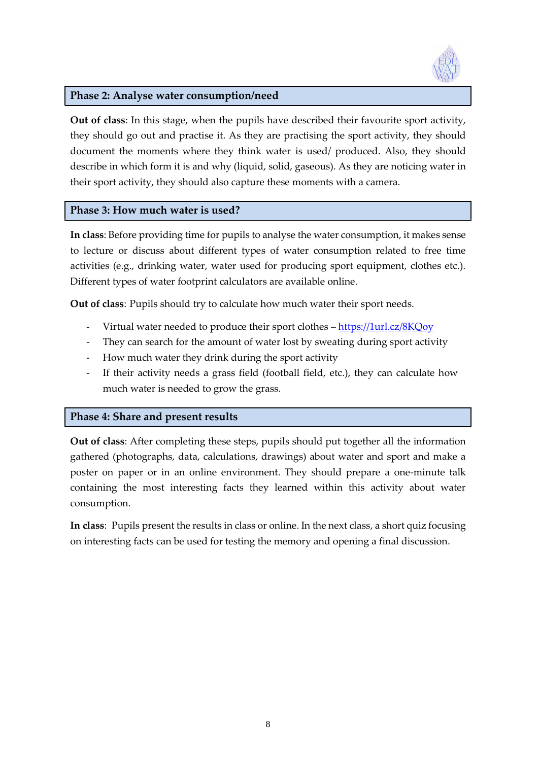## Phase 2: Analyse water consumption/need

**Out of class**: In this stage, when the pupils have described their favourite sport activity, they should go out and practise it. As they are practising the sport activity, they should document the moments where they think water is used/ produced. Also, they should describe in which form it is and why (liquid, solid, gaseous). As they are noticing water in their sport activity, they should also capture these moments with a camera.

## Phase 3: How much water is used?

**In class**: Before providing time for pupils to analyse the water consumption, it makes sense to lecture or discuss about different types of water consumption related to free time activities (e.g., drinking water, water used for producing sport equipment, clothes etc.). Different types of water footprint calculators are available online.

**Out of class**: Pupils should try to calculate how much water their sport needs.

- Virtual water needed to produce their sport clothes – https://1url.cz/8KQoy
- They can search for the amount of water lost by sweating during sport activity
- How much water they drink during the sport activity
- If their activity needs a grass field (football field, etc.), they can calculate how much water is needed to grow the grass.

## Phase 4: Share and present results

**Out of class**: After completing these steps, pupils should put together all the information gathered (photographs, data, calculations, drawings) about water and sport and make a poster on paper or in an online environment. They should prepare a one-minute talk containing the most interesting facts they learned within this activity about water consumption.

**In class**: Pupils present the results in class or online. In the next class, a short quiz focusing on interesting facts can be used for testing the memory and opening a final discussion.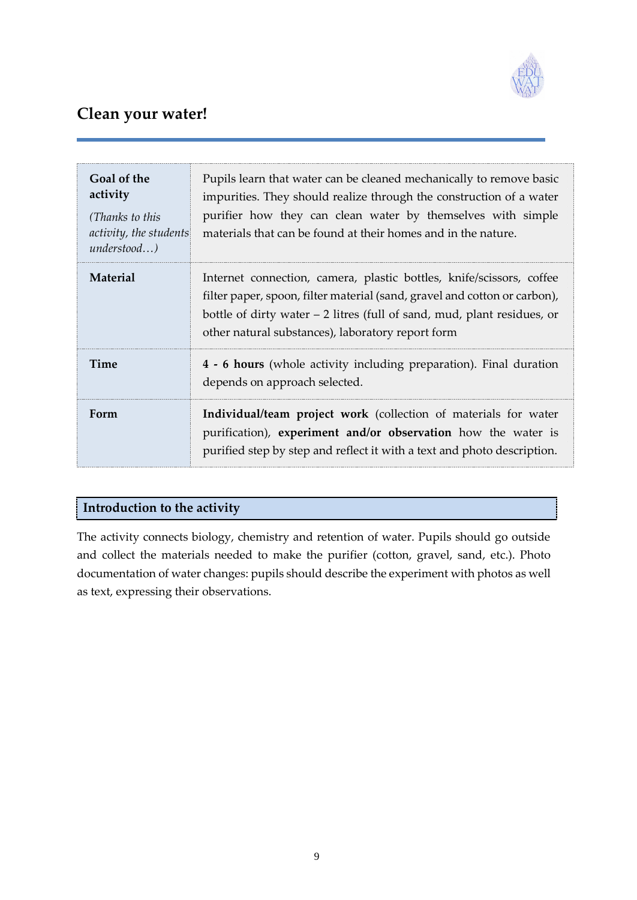# Clean your water!

| | |
|---|---|
| **Goal of the activity** *(Thanks to this activity, the students understood…)* | Pupils learn that water can be cleaned mechanically to remove basic impurities. They should realize through the construction of a water purifier how they can clean water by themselves with simple materials that can be found at their homes and in the nature. |
| **Material** | Internet connection, camera, plastic bottles, knife/scissors, coffee filter paper, spoon, filter material (sand, gravel and cotton or carbon), bottle of dirty water – 2 litres (full of sand, mud, plant residues, or other natural substances), laboratory report form |
| **Time** | **4 - 6 hours** (whole activity including preparation). Final duration depends on approach selected. |
| **Form** | **Individual/team project work** (collection of materials for water purification), **experiment and/or observation** how the water is purified step by step and reflect it with a text and photo description. |

## Introduction to the activity

The activity connects biology, chemistry and retention of water. Pupils should go outside and collect the materials needed to make the purifier (cotton, gravel, sand, etc.). Photo documentation of water changes: pupils should describe the experiment with photos as well as text, expressing their observations.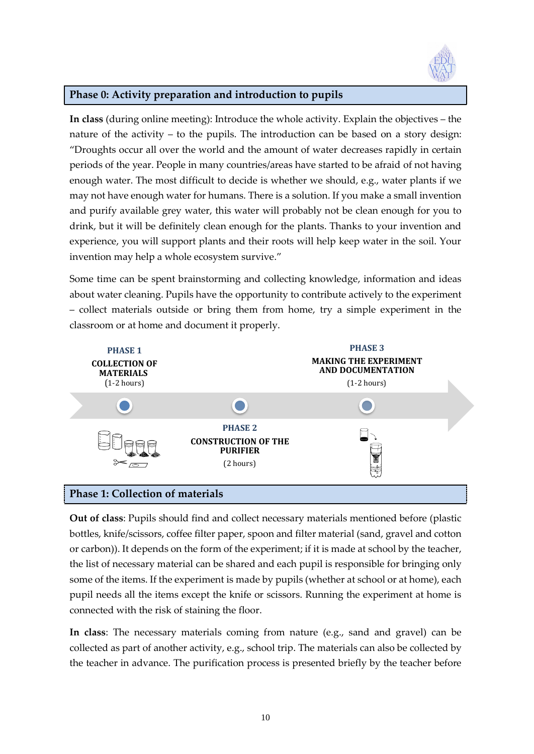## Phase 0: Activity preparation and introduction to pupils

**In class** (during online meeting): Introduce the whole activity. Explain the objectives – the nature of the activity – to the pupils. The introduction can be based on a story design: "Droughts occur all over the world and the amount of water decreases rapidly in certain periods of the year. People in many countries/areas have started to be afraid of not having enough water. The most difficult to decide is whether we should, e.g., water plants if we may not have enough water for humans. There is a solution. If you make a small invention and purify available grey water, this water will probably not be clean enough for you to drink, but it will be definitely clean enough for the plants. Thanks to your invention and experience, you will support plants and their roots will help keep water in the soil. Your invention may help a whole ecosystem survive."

Some time can be spent brainstorming and collecting knowledge, information and ideas about water cleaning. Pupils have the opportunity to contribute actively to the experiment – collect materials outside or bring them from home, try a simple experiment in the classroom or at home and document it properly.

**PHASE 1**
**COLLECTION OF MATERIALS**
(1-2 hours)

**PHASE 2**
**CONSTRUCTION OF THE PURIFIER**
(2 hours)

**PHASE 3**
**MAKING THE EXPERIMENT AND DOCUMENTATION**
(1-2 hours)

## Phase 1: Collection of materials

**Out of class**: Pupils should find and collect necessary materials mentioned before (plastic bottles, knife/scissors, coffee filter paper, spoon and filter material (sand, gravel and cotton or carbon)). It depends on the form of the experiment; if it is made at school by the teacher, the list of necessary material can be shared and each pupil is responsible for bringing only some of the items. If the experiment is made by pupils (whether at school or at home), each pupil needs all the items except the knife or scissors. Running the experiment at home is connected with the risk of staining the floor.

**In class**: The necessary materials coming from nature (e.g., sand and gravel) can be collected as part of another activity, e.g., school trip. The materials can also be collected by the teacher in advance. The purification process is presented briefly by the teacher before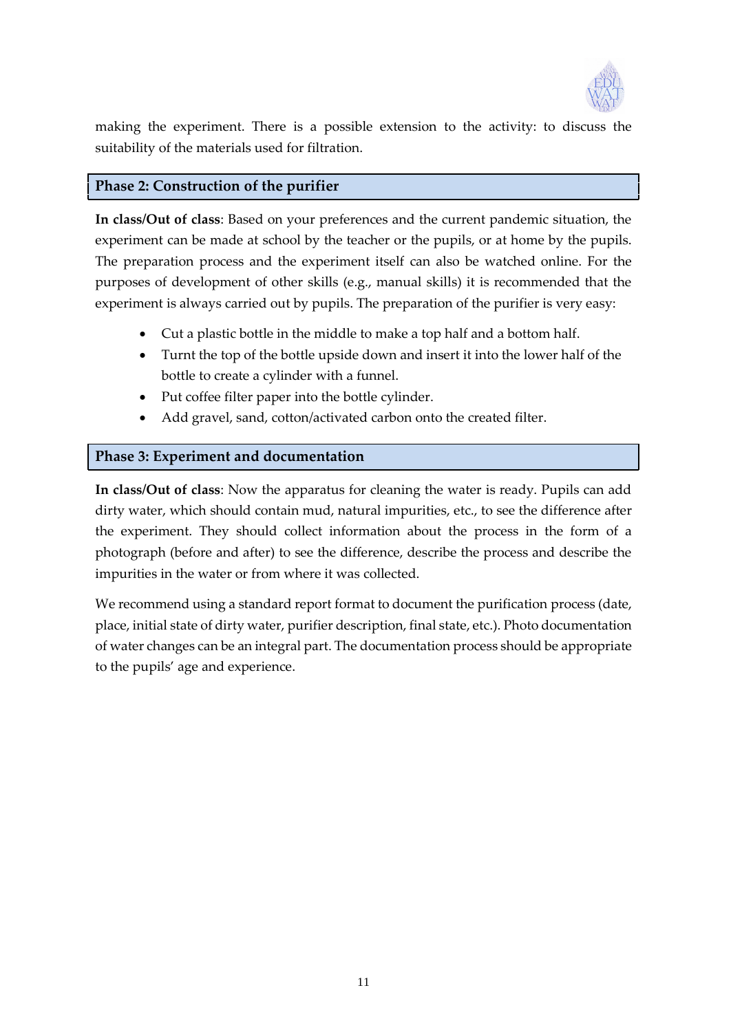making the experiment. There is a possible extension to the activity: to discuss the suitability of the materials used for filtration.

## Phase 2: Construction of the purifier

**In class/Out of class**: Based on your preferences and the current pandemic situation, the experiment can be made at school by the teacher or the pupils, or at home by the pupils. The preparation process and the experiment itself can also be watched online. For the purposes of development of other skills (e.g., manual skills) it is recommended that the experiment is always carried out by pupils. The preparation of the purifier is very easy:

- Cut a plastic bottle in the middle to make a top half and a bottom half.
- Turnt the top of the bottle upside down and insert it into the lower half of the bottle to create a cylinder with a funnel.
- Put coffee filter paper into the bottle cylinder.
- Add gravel, sand, cotton/activated carbon onto the created filter.

## Phase 3: Experiment and documentation

**In class/Out of class**: Now the apparatus for cleaning the water is ready. Pupils can add dirty water, which should contain mud, natural impurities, etc., to see the difference after the experiment. They should collect information about the process in the form of a photograph (before and after) to see the difference, describe the process and describe the impurities in the water or from where it was collected.

We recommend using a standard report format to document the purification process (date, place, initial state of dirty water, purifier description, final state, etc.). Photo documentation of water changes can be an integral part. The documentation process should be appropriate to the pupils' age and experience.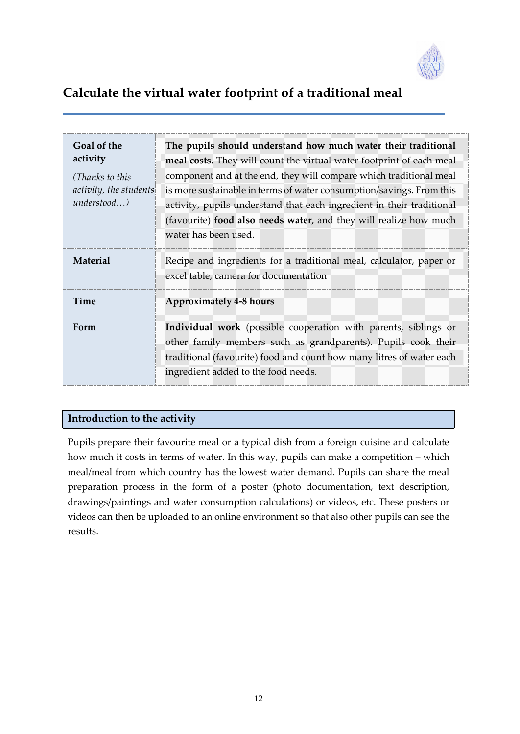# Calculate the virtual water footprint of a traditional meal

| | |
|---|---|
| **Goal of the activity**<br>*(Thanks to this activity, the students understood…)* | **The pupils should understand how much water their traditional meal costs.** They will count the virtual water footprint of each meal component and at the end, they will compare which traditional meal is more sustainable in terms of water consumption/savings. From this activity, pupils understand that each ingredient in their traditional (favourite) **food also needs water**, and they will realize how much water has been used. |
| **Material** | Recipe and ingredients for a traditional meal, calculator, paper or excel table, camera for documentation |
| **Time** | **Approximately 4-8 hours** |
| **Form** | **Individual work** (possible cooperation with parents, siblings or other family members such as grandparents). Pupils cook their traditional (favourite) food and count how many litres of water each ingredient added to the food needs. |

## Introduction to the activity

Pupils prepare their favourite meal or a typical dish from a foreign cuisine and calculate how much it costs in terms of water. In this way, pupils can make a competition – which meal/meal from which country has the lowest water demand. Pupils can share the meal preparation process in the form of a poster (photo documentation, text description, drawings/paintings and water consumption calculations) or videos, etc. These posters or videos can then be uploaded to an online environment so that also other pupils can see the results.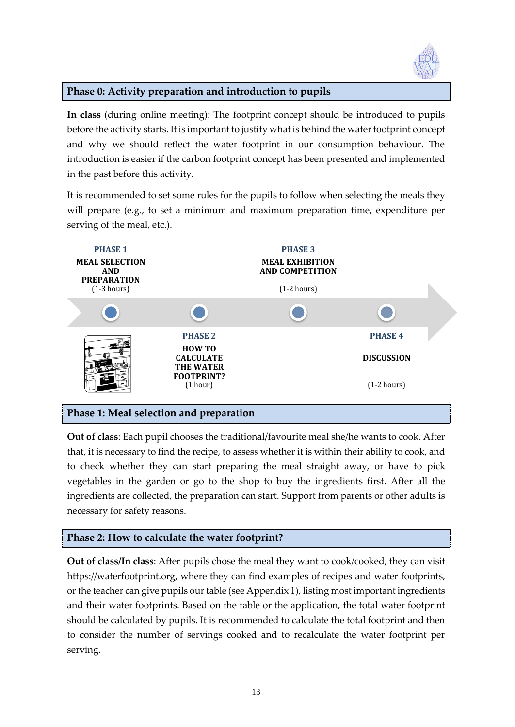## Phase 0: Activity preparation and introduction to pupils

**In class** (during online meeting): The footprint concept should be introduced to pupils before the activity starts. It is important to justify what is behind the water footprint concept and why we should reflect the water footprint in our consumption behaviour. The introduction is easier if the carbon footprint concept has been presented and implemented in the past before this activity.

It is recommended to set some rules for the pupils to follow when selecting the meals they will prepare (e.g., to set a minimum and maximum preparation time, expenditure per serving of the meal, etc.).

**PHASE 1**
**MEAL SELECTION AND PREPARATION**
(1-3 hours)

**PHASE 2**
**HOW TO CALCULATE THE WATER FOOTPRINT?**
(1 hour)

**PHASE 3**
**MEAL EXHIBITION AND COMPETITION**
(1-2 hours)

**PHASE 4**
**DISCUSSION**
(1-2 hours)

## Phase 1: Meal selection and preparation

**Out of class**: Each pupil chooses the traditional/favourite meal she/he wants to cook. After that, it is necessary to find the recipe, to assess whether it is within their ability to cook, and to check whether they can start preparing the meal straight away, or have to pick vegetables in the garden or go to the shop to buy the ingredients first. After all the ingredients are collected, the preparation can start. Support from parents or other adults is necessary for safety reasons.

## Phase 2: How to calculate the water footprint?

**Out of class/In class**: After pupils chose the meal they want to cook/cooked, they can visit https://waterfootprint.org, where they can find examples of recipes and water footprints, or the teacher can give pupils our table (see Appendix 1), listing most important ingredients and their water footprints. Based on the table or the application, the total water footprint should be calculated by pupils. It is recommended to calculate the total footprint and then to consider the number of servings cooked and to recalculate the water footprint per serving.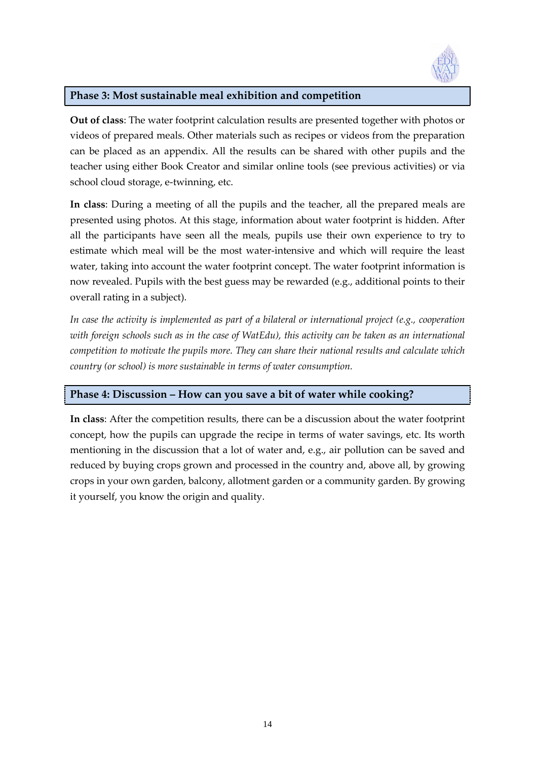## Phase 3: Most sustainable meal exhibition and competition

**Out of class**: The water footprint calculation results are presented together with photos or videos of prepared meals. Other materials such as recipes or videos from the preparation can be placed as an appendix. All the results can be shared with other pupils and the teacher using either Book Creator and similar online tools (see previous activities) or via school cloud storage, e-twinning, etc.

**In class**: During a meeting of all the pupils and the teacher, all the prepared meals are presented using photos. At this stage, information about water footprint is hidden. After all the participants have seen all the meals, pupils use their own experience to try to estimate which meal will be the most water-intensive and which will require the least water, taking into account the water footprint concept. The water footprint information is now revealed. Pupils with the best guess may be rewarded (e.g., additional points to their overall rating in a subject).

*In case the activity is implemented as part of a bilateral or international project (e.g., cooperation with foreign schools such as in the case of WatEdu), this activity can be taken as an international competition to motivate the pupils more. They can share their national results and calculate which country (or school) is more sustainable in terms of water consumption.*

## Phase 4: Discussion – How can you save a bit of water while cooking?

**In class**: After the competition results, there can be a discussion about the water footprint concept, how the pupils can upgrade the recipe in terms of water savings, etc. Its worth mentioning in the discussion that a lot of water and, e.g., air pollution can be saved and reduced by buying crops grown and processed in the country and, above all, by growing crops in your own garden, balcony, allotment garden or a community garden. By growing it yourself, you know the origin and quality.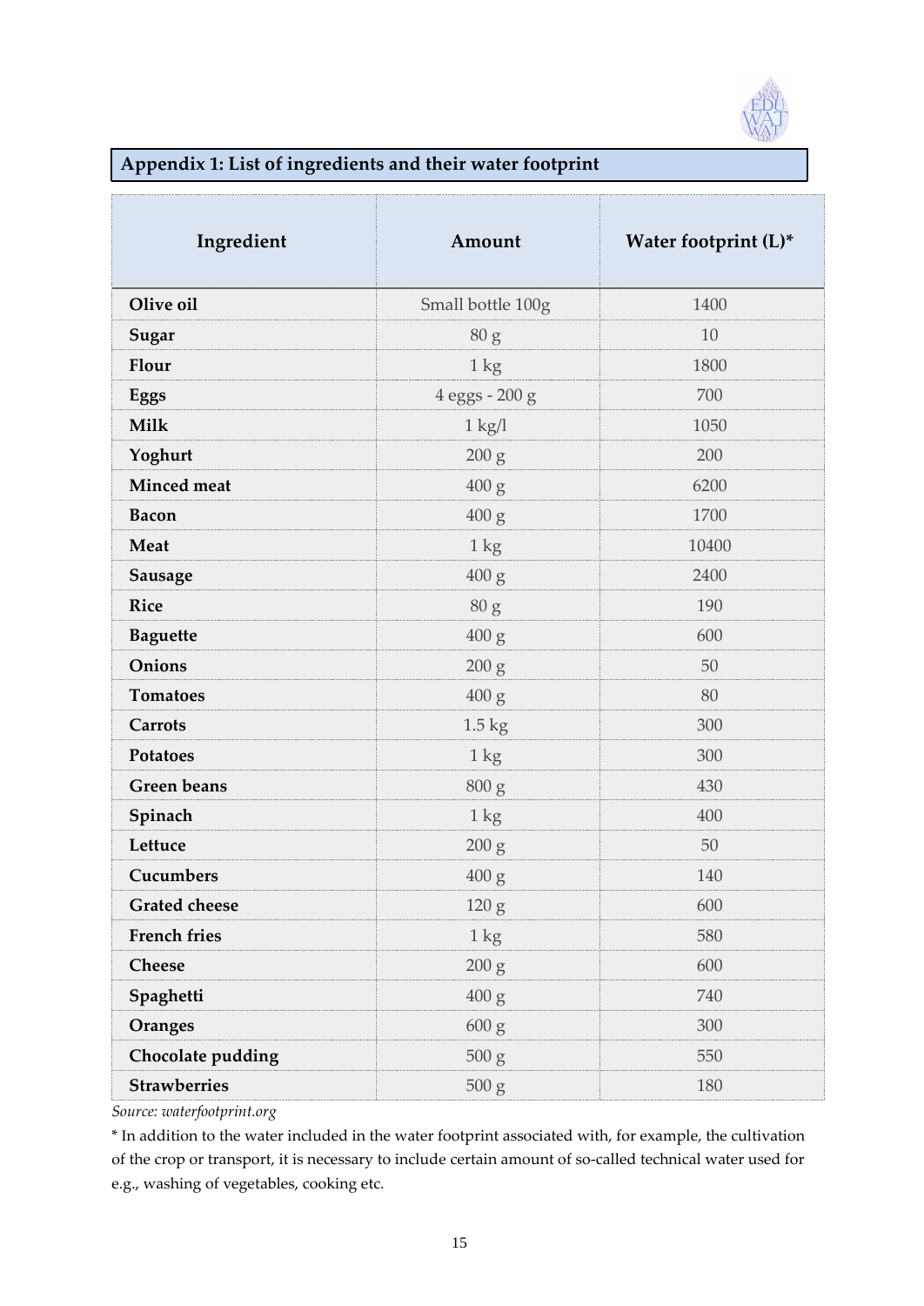## Appendix 1: List of ingredients and their water footprint

| Ingredient | Amount | Water footprint (L)* |
|---|---|---|
| **Olive oil** | Small bottle 100g | 1400 |
| **Sugar** | 80 g | 10 |
| **Flour** | 1 kg | 1800 |
| **Eggs** | 4 eggs - 200 g | 700 |
| **Milk** | 1 kg/l | 1050 |
| **Yoghurt** | 200 g | 200 |
| **Minced meat** | 400 g | 6200 |
| **Bacon** | 400 g | 1700 |
| **Meat** | 1 kg | 10400 |
| **Sausage** | 400 g | 2400 |
| **Rice** | 80 g | 190 |
| **Baguette** | 400 g | 600 |
| **Onions** | 200 g | 50 |
| **Tomatoes** | 400 g | 80 |
| **Carrots** | 1.5 kg | 300 |
| **Potatoes** | 1 kg | 300 |
| **Green beans** | 800 g | 430 |
| **Spinach** | 1 kg | 400 |
| **Lettuce** | 200 g | 50 |
| **Cucumbers** | 400 g | 140 |
| **Grated cheese** | 120 g | 600 |
| **French fries** | 1 kg | 580 |
| **Cheese** | 200 g | 600 |
| **Spaghetti** | 400 g | 740 |
| **Oranges** | 600 g | 300 |
| **Chocolate pudding** | 500 g | 550 |
| **Strawberries** | 500 g | 180 |

*Source: waterfootprint.org*

* In addition to the water included in the water footprint associated with, for example, the cultivation of the crop or transport, it is necessary to include certain amount of so-called technical water used for e.g., washing of vegetables, cooking etc.